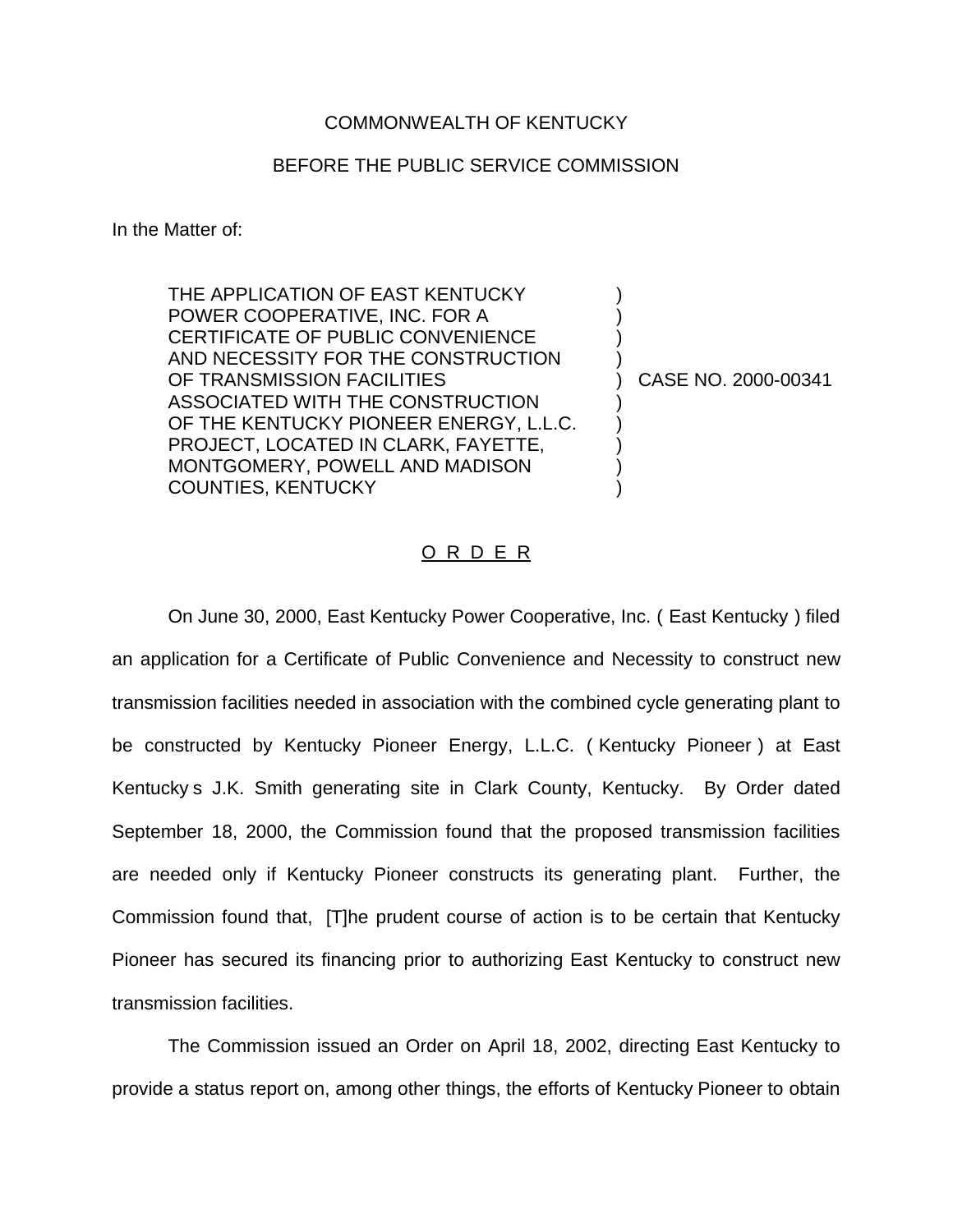COMMONWEALTH OF KENTUCKY

BEFORE THE PUBLIC SERVICE COMMISSION

In the Matter of:

| | | |
|---|---|---|
| THE APPLICATION OF EAST KENTUCKY POWER COOPERATIVE, INC. FOR A CERTIFICATE OF PUBLIC CONVENIENCE AND NECESSITY FOR THE CONSTRUCTION OF TRANSMISSION FACILITIES ASSOCIATED WITH THE CONSTRUCTION OF THE KENTUCKY PIONEER ENERGY, L.L.C. PROJECT, LOCATED IN CLARK, FAYETTE, MONTGOMERY, POWELL AND MADISON COUNTIES, KENTUCKY | ) | CASE NO. 2000-00341 |

O R D E R

On June 30, 2000, East Kentucky Power Cooperative, Inc. ( East Kentucky ) filed an application for a Certificate of Public Convenience and Necessity to construct new transmission facilities needed in association with the combined cycle generating plant to be constructed by Kentucky Pioneer Energy, L.L.C. ( Kentucky Pioneer ) at East Kentucky s J.K. Smith generating site in Clark County, Kentucky. By Order dated September 18, 2000, the Commission found that the proposed transmission facilities are needed only if Kentucky Pioneer constructs its generating plant. Further, the Commission found that, [T]he prudent course of action is to be certain that Kentucky Pioneer has secured its financing prior to authorizing East Kentucky to construct new transmission facilities.

The Commission issued an Order on April 18, 2002, directing East Kentucky to provide a status report on, among other things, the efforts of Kentucky Pioneer to obtain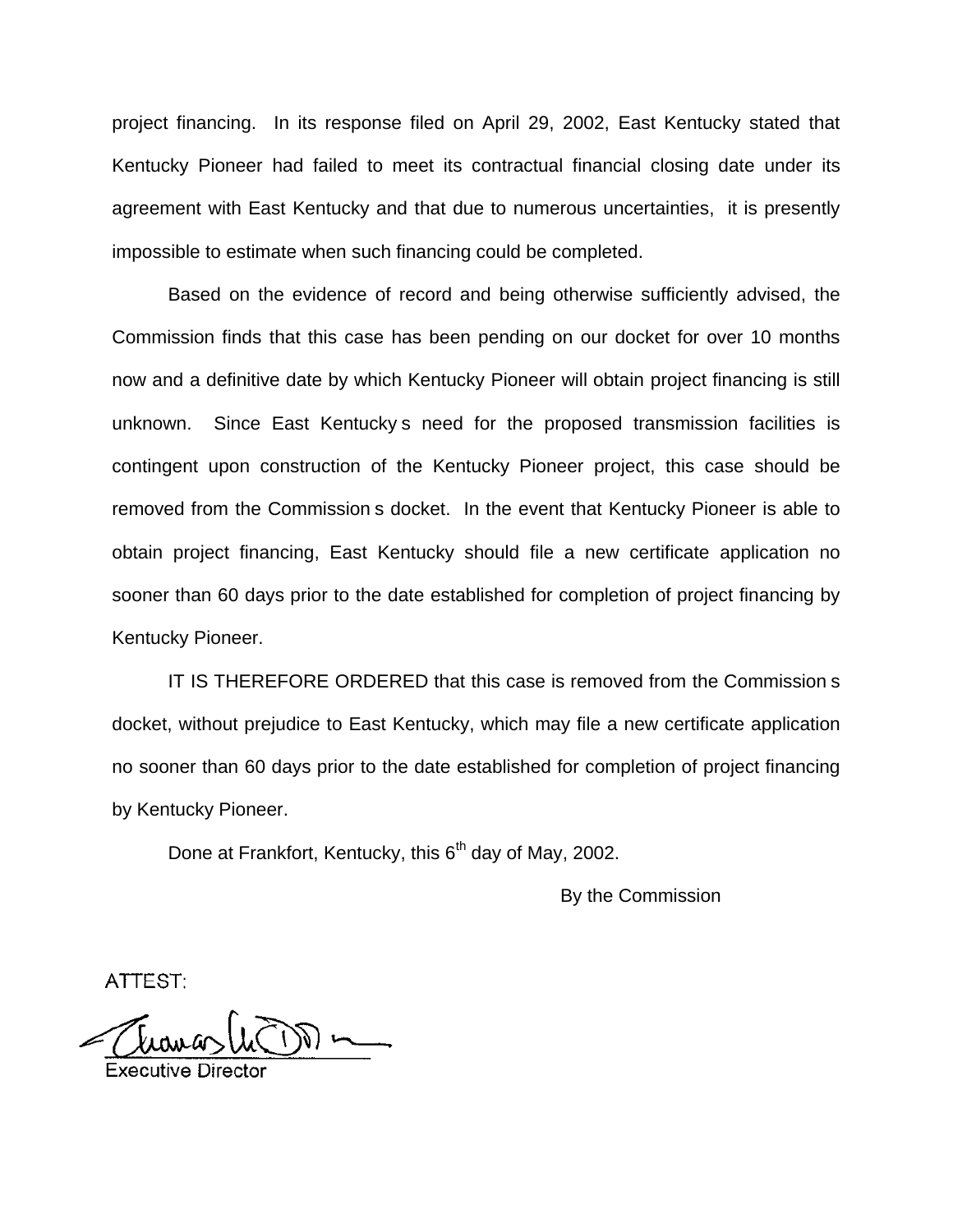project financing. In its response filed on April 29, 2002, East Kentucky stated that Kentucky Pioneer had failed to meet its contractual financial closing date under its agreement with East Kentucky and that due to numerous uncertainties, it is presently impossible to estimate when such financing could be completed.

Based on the evidence of record and being otherwise sufficiently advised, the Commission finds that this case has been pending on our docket for over 10 months now and a definitive date by which Kentucky Pioneer will obtain project financing is still unknown. Since East Kentucky s need for the proposed transmission facilities is contingent upon construction of the Kentucky Pioneer project, this case should be removed from the Commission s docket. In the event that Kentucky Pioneer is able to obtain project financing, East Kentucky should file a new certificate application no sooner than 60 days prior to the date established for completion of project financing by Kentucky Pioneer.

IT IS THEREFORE ORDERED that this case is removed from the Commission s docket, without prejudice to East Kentucky, which may file a new certificate application no sooner than 60 days prior to the date established for completion of project financing by Kentucky Pioneer.

Done at Frankfort, Kentucky, this 6th day of May, 2002.

By the Commission

ATTEST:

Executive Director